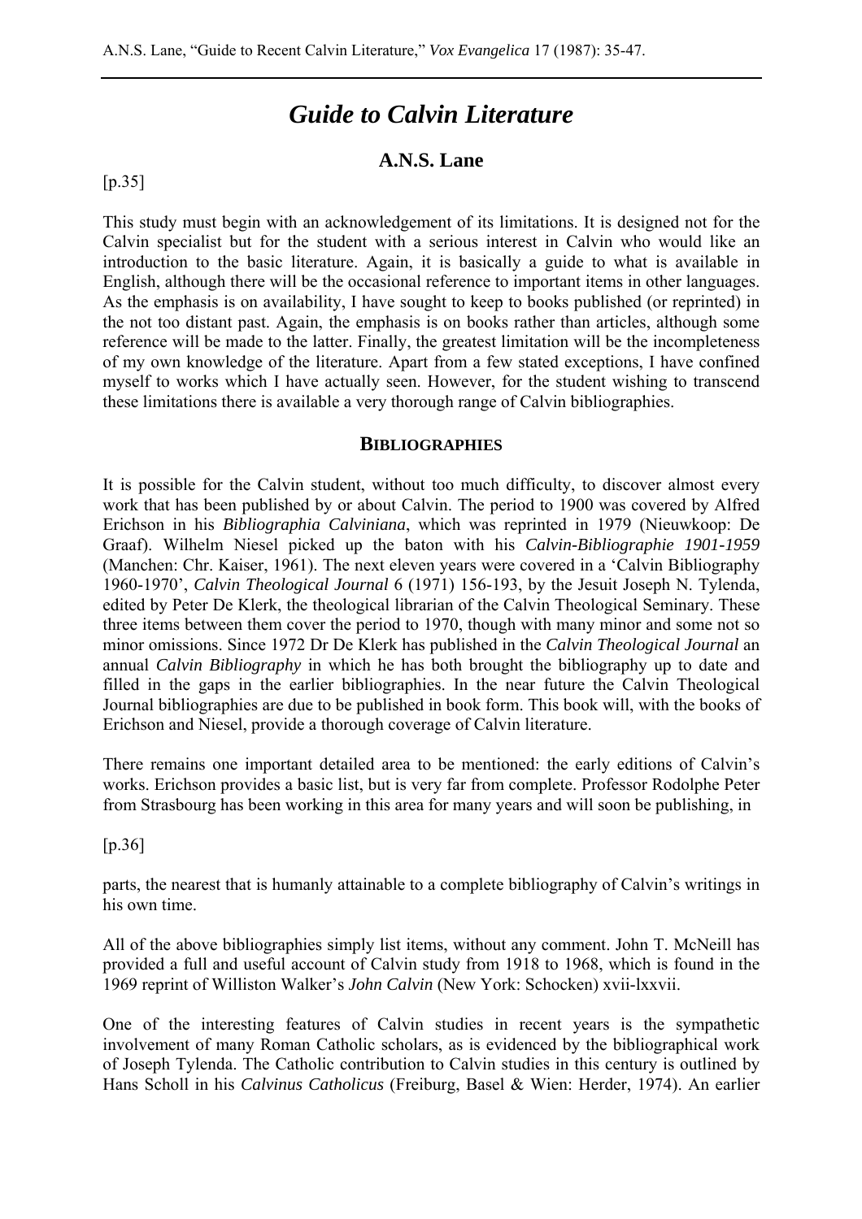# *Guide to Calvin Literature*

## A.N.S. Lane

[p.35]

This study must begin with an acknowledgement of its limitations. It is designed not for the Calvin specialist but for the student with a serious interest in Calvin who would like an introduction to the basic literature. Again, it is basically a guide to what is available in English, although there will be the occasional reference to important items in other languages. As the emphasis is on availability, I have sought to keep to books published (or reprinted) in the not too distant past. Again, the emphasis is on books rather than articles, although some reference will be made to the latter. Finally, the greatest limitation will be the incompleteness of my own knowledge of the literature. Apart from a few stated exceptions, I have confined myself to works which I have actually seen. However, for the student wishing to transcend these limitations there is available a very thorough range of Calvin bibliographies.

### BIBLIOGRAPHIES

It is possible for the Calvin student, without too much difficulty, to discover almost every work that has been published by or about Calvin. The period to 1900 was covered by Alfred Erichson in his *Bibliographia Calviniana*, which was reprinted in 1979 (Nieuwkoop: De Graaf). Wilhelm Niesel picked up the baton with his *Calvin-Bibliographie 1901-1959* (Manchen: Chr. Kaiser, 1961). The next eleven years were covered in a 'Calvin Bibliography 1960-1970', *Calvin Theological Journal* 6 (1971) 156-193, by the Jesuit Joseph N. Tylenda, edited by Peter De Klerk, the theological librarian of the Calvin Theological Seminary. These three items between them cover the period to 1970, though with many minor and some not so minor omissions. Since 1972 Dr De Klerk has published in the *Calvin Theological Journal* an annual *Calvin Bibliography* in which he has both brought the bibliography up to date and filled in the gaps in the earlier bibliographies. In the near future the Calvin Theological Journal bibliographies are due to be published in book form. This book will, with the books of Erichson and Niesel, provide a thorough coverage of Calvin literature.

There remains one important detailed area to be mentioned: the early editions of Calvin's works. Erichson provides a basic list, but is very far from complete. Professor Rodolphe Peter from Strasbourg has been working in this area for many years and will soon be publishing, in

[p.36]

parts, the nearest that is humanly attainable to a complete bibliography of Calvin's writings in his own time.

All of the above bibliographies simply list items, without any comment. John T. McNeill has provided a full and useful account of Calvin study from 1918 to 1968, which is found in the 1969 reprint of Williston Walker's *John Calvin* (New York: Schocken) xvii-lxxvii.

One of the interesting features of Calvin studies in recent years is the sympathetic involvement of many Roman Catholic scholars, as is evidenced by the bibliographical work of Joseph Tylenda. The Catholic contribution to Calvin studies in this century is outlined by Hans Scholl in his *Calvinus Catholicus* (Freiburg, Basel & Wien: Herder, 1974). An earlier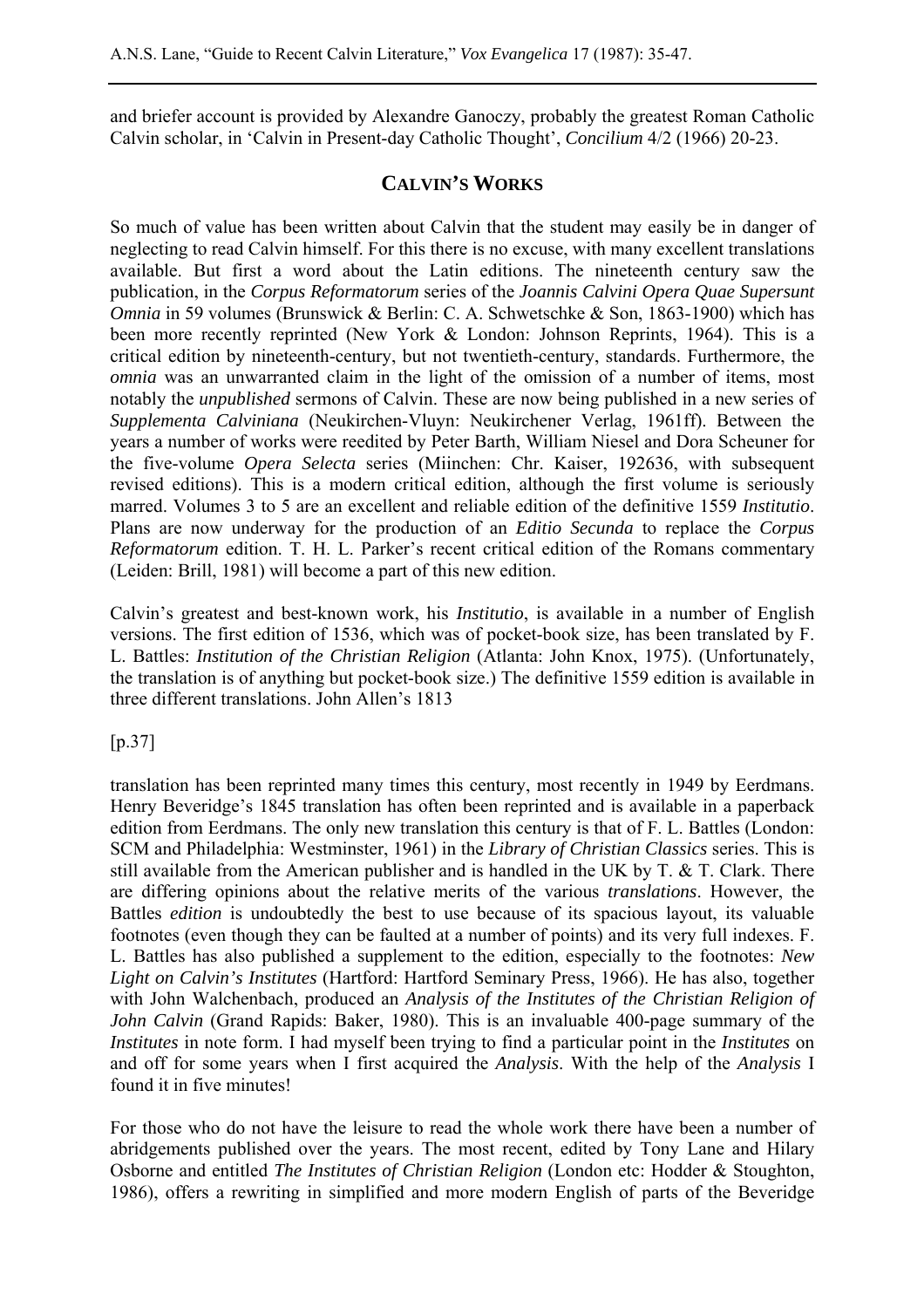and briefer account is provided by Alexandre Ganoczy, probably the greatest Roman Catholic Calvin scholar, in 'Calvin in Present-day Catholic Thought', *Concilium* 4/2 (1966) 20-23.

## CALVIN'S WORKS

So much of value has been written about Calvin that the student may easily be in danger of neglecting to read Calvin himself. For this there is no excuse, with many excellent translations available. But first a word about the Latin editions. The nineteenth century saw the publication, in the *Corpus Reformatorum* series of the *Joannis Calvini Opera Quae Supersunt Omnia* in 59 volumes (Brunswick & Berlin: C. A. Schwetschke & Son, 1863-1900) which has been more recently reprinted (New York & London: Johnson Reprints, 1964). This is a critical edition by nineteenth-century, but not twentieth-century, standards. Furthermore, the *omnia* was an unwarranted claim in the light of the omission of a number of items, most notably the *unpublished* sermons of Calvin. These are now being published in a new series of *Supplementa Calviniana* (Neukirchen-Vluyn: Neukirchener Verlag, 1961ff). Between the years a number of works were reedited by Peter Barth, William Niesel and Dora Scheuner for the five-volume *Opera Selecta* series (Miinchen: Chr. Kaiser, 192636, with subsequent revised editions). This is a modern critical edition, although the first volume is seriously marred. Volumes 3 to 5 are an excellent and reliable edition of the definitive 1559 *Institutio*. Plans are now underway for the production of an *Editio Secunda* to replace the *Corpus Reformatorum* edition. T. H. L. Parker's recent critical edition of the Romans commentary (Leiden: Brill, 1981) will become a part of this new edition.

Calvin's greatest and best-known work, his *Institutio*, is available in a number of English versions. The first edition of 1536, which was of pocket-book size, has been translated by F. L. Battles: *Institution of the Christian Religion* (Atlanta: John Knox, 1975). (Unfortunately, the translation is of anything but pocket-book size.) The definitive 1559 edition is available in three different translations. John Allen's 1813

[p.37]

translation has been reprinted many times this century, most recently in 1949 by Eerdmans. Henry Beveridge's 1845 translation has often been reprinted and is available in a paperback edition from Eerdmans. The only new translation this century is that of F. L. Battles (London: SCM and Philadelphia: Westminster, 1961) in the *Library of Christian Classics* series. This is still available from the American publisher and is handled in the UK by T. & T. Clark. There are differing opinions about the relative merits of the various *translations*. However, the Battles *edition* is undoubtedly the best to use because of its spacious layout, its valuable footnotes (even though they can be faulted at a number of points) and its very full indexes. F. L. Battles has also published a supplement to the edition, especially to the footnotes: *New Light on Calvin's Institutes* (Hartford: Hartford Seminary Press, 1966). He has also, together with John Walchenbach, produced an *Analysis of the Institutes of the Christian Religion of John Calvin* (Grand Rapids: Baker, 1980). This is an invaluable 400-page summary of the *Institutes* in note form. I had myself been trying to find a particular point in the *Institutes* on and off for some years when I first acquired the *Analysis*. With the help of the *Analysis* I found it in five minutes!

For those who do not have the leisure to read the whole work there have been a number of abridgements published over the years. The most recent, edited by Tony Lane and Hilary Osborne and entitled *The Institutes of Christian Religion* (London etc: Hodder & Stoughton, 1986), offers a rewriting in simplified and more modern English of parts of the Beveridge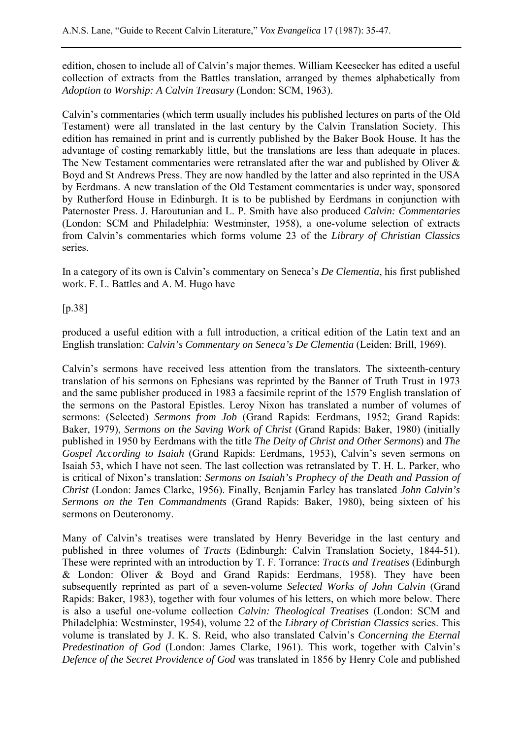edition, chosen to include all of Calvin's major themes. William Keesecker has edited a useful collection of extracts from the Battles translation, arranged by themes alphabetically from *Adoption to Worship: A Calvin Treasury* (London: SCM, 1963).

Calvin's commentaries (which term usually includes his published lectures on parts of the Old Testament) were all translated in the last century by the Calvin Translation Society. This edition has remained in print and is currently published by the Baker Book House. It has the advantage of costing remarkably little, but the translations are less than adequate in places. The New Testament commentaries were retranslated after the war and published by Oliver & Boyd and St Andrews Press. They are now handled by the latter and also reprinted in the USA by Eerdmans. A new translation of the Old Testament commentaries is under way, sponsored by Rutherford House in Edinburgh. It is to be published by Eerdmans in conjunction with Paternoster Press. J. Haroutunian and L. P. Smith have also produced *Calvin: Commentaries* (London: SCM and Philadelphia: Westminster, 1958), a one-volume selection of extracts from Calvin's commentaries which forms volume 23 of the *Library of Christian Classics* series.

In a category of its own is Calvin's commentary on Seneca's *De Clementia*, his first published work. F. L. Battles and A. M. Hugo have

[p.38]

produced a useful edition with a full introduction, a critical edition of the Latin text and an English translation: *Calvin's Commentary on Seneca's De Clementia* (Leiden: Brill, 1969).

Calvin's sermons have received less attention from the translators. The sixteenth-century translation of his sermons on Ephesians was reprinted by the Banner of Truth Trust in 1973 and the same publisher produced in 1983 a facsimile reprint of the 1579 English translation of the sermons on the Pastoral Epistles. Leroy Nixon has translated a number of volumes of sermons: (Selected) *Sermons from Job* (Grand Rapids: Eerdmans, 1952; Grand Rapids: Baker, 1979), *Sermons on the Saving Work of Christ* (Grand Rapids: Baker, 1980) (initially published in 1950 by Eerdmans with the title *The Deity of Christ and Other Sermons*) and *The Gospel According to Isaiah* (Grand Rapids: Eerdmans, 1953), Calvin's seven sermons on Isaiah 53, which I have not seen. The last collection was retranslated by T. H. L. Parker, who is critical of Nixon's translation: *Sermons on Isaiah's Prophecy of the Death and Passion of Christ* (London: James Clarke, 1956). Finally, Benjamin Farley has translated *John Calvin's Sermons on the Ten Commandments* (Grand Rapids: Baker, 1980), being sixteen of his sermons on Deuteronomy.

Many of Calvin's treatises were translated by Henry Beveridge in the last century and published in three volumes of *Tracts* (Edinburgh: Calvin Translation Society, 1844-51). These were reprinted with an introduction by T. F. Torrance: *Tracts and Treatises* (Edinburgh & London: Oliver & Boyd and Grand Rapids: Eerdmans, 1958). They have been subsequently reprinted as part of a seven-volume *Selected Works of John Calvin* (Grand Rapids: Baker, 1983), together with four volumes of his letters, on which more below. There is also a useful one-volume collection *Calvin: Theological Treatises* (London: SCM and Philadelphia: Westminster, 1954), volume 22 of the *Library of Christian Classics* series. This volume is translated by J. K. S. Reid, who also translated Calvin's *Concerning the Eternal Predestination of God* (London: James Clarke, 1961). This work, together with Calvin's *Defence of the Secret Providence of God* was translated in 1856 by Henry Cole and published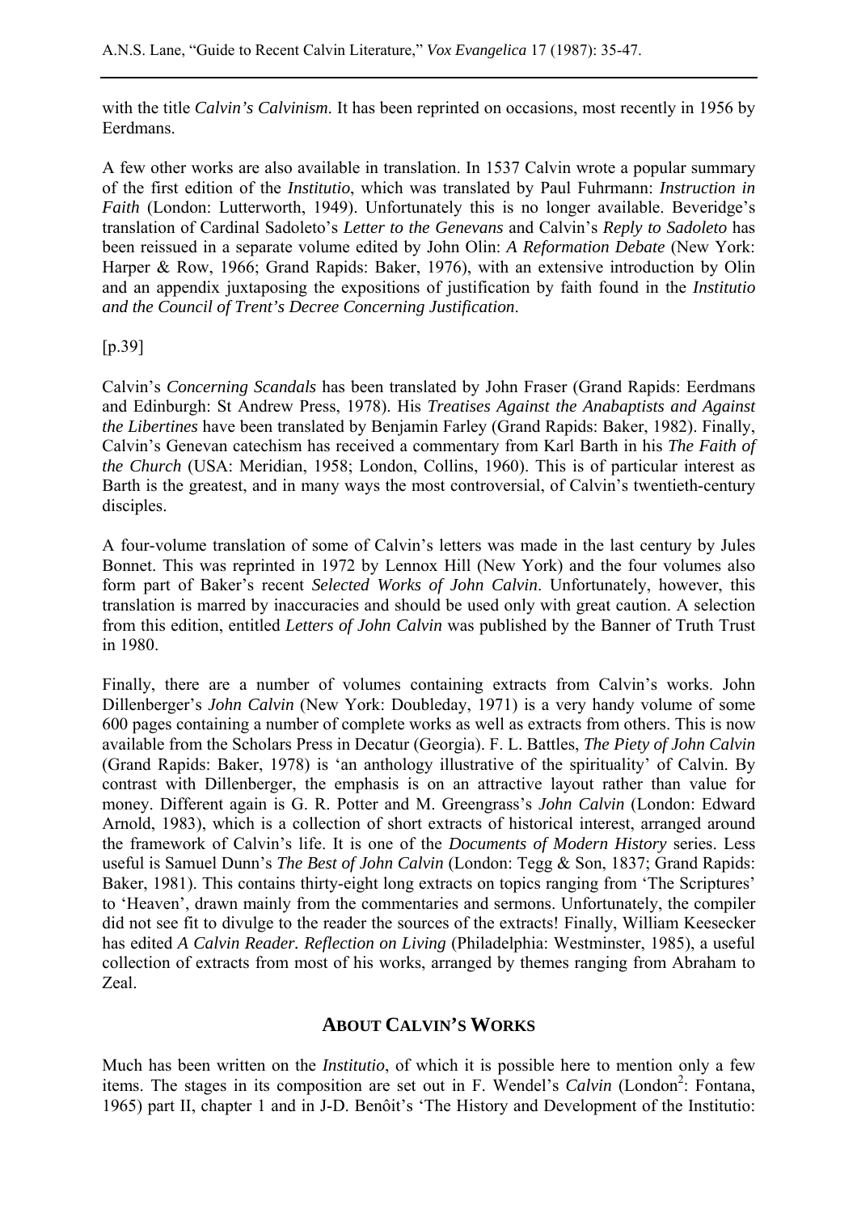with the title *Calvin's Calvinism*. It has been reprinted on occasions, most recently in 1956 by Eerdmans.

A few other works are also available in translation. In 1537 Calvin wrote a popular summary of the first edition of the *Institutio*, which was translated by Paul Fuhrmann: *Instruction in Faith* (London: Lutterworth, 1949). Unfortunately this is no longer available. Beveridge's translation of Cardinal Sadoleto's *Letter to the Genevans* and Calvin's *Reply to Sadoleto* has been reissued in a separate volume edited by John Olin: *A Reformation Debate* (New York: Harper & Row, 1966; Grand Rapids: Baker, 1976), with an extensive introduction by Olin and an appendix juxtaposing the expositions of justification by faith found in the *Institutio and the Council of Trent's Decree Concerning Justification*.

[p.39]

Calvin's *Concerning Scandals* has been translated by John Fraser (Grand Rapids: Eerdmans and Edinburgh: St Andrew Press, 1978). His *Treatises Against the Anabaptists and Against the Libertines* have been translated by Benjamin Farley (Grand Rapids: Baker, 1982). Finally, Calvin's Genevan catechism has received a commentary from Karl Barth in his *The Faith of the Church* (USA: Meridian, 1958; London, Collins, 1960). This is of particular interest as Barth is the greatest, and in many ways the most controversial, of Calvin's twentieth-century disciples.

A four-volume translation of some of Calvin's letters was made in the last century by Jules Bonnet. This was reprinted in 1972 by Lennox Hill (New York) and the four volumes also form part of Baker's recent *Selected Works of John Calvin*. Unfortunately, however, this translation is marred by inaccuracies and should be used only with great caution. A selection from this edition, entitled *Letters of John Calvin* was published by the Banner of Truth Trust in 1980.

Finally, there are a number of volumes containing extracts from Calvin's works. John Dillenberger's *John Calvin* (New York: Doubleday, 1971) is a very handy volume of some 600 pages containing a number of complete works as well as extracts from others. This is now available from the Scholars Press in Decatur (Georgia). F. L. Battles, *The Piety of John Calvin* (Grand Rapids: Baker, 1978) is 'an anthology illustrative of the spirituality' of Calvin. By contrast with Dillenberger, the emphasis is on an attractive layout rather than value for money. Different again is G. R. Potter and M. Greengrass's *John Calvin* (London: Edward Arnold, 1983), which is a collection of short extracts of historical interest, arranged around the framework of Calvin's life. It is one of the *Documents of Modern History* series. Less useful is Samuel Dunn's *The Best of John Calvin* (London: Tegg & Son, 1837; Grand Rapids: Baker, 1981). This contains thirty-eight long extracts on topics ranging from 'The Scriptures' to 'Heaven', drawn mainly from the commentaries and sermons. Unfortunately, the compiler did not see fit to divulge to the reader the sources of the extracts! Finally, William Keesecker has edited *A Calvin Reader. Reflection on Living* (Philadelphia: Westminster, 1985), a useful collection of extracts from most of his works, arranged by themes ranging from Abraham to Zeal.

## ABOUT CALVIN'S WORKS

Much has been written on the *Institutio*, of which it is possible here to mention only a few items. The stages in its composition are set out in F. Wendel's *Calvin* (London[2]: Fontana, 1965) part II, chapter 1 and in J-D. Benôit's 'The History and Development of the Institutio: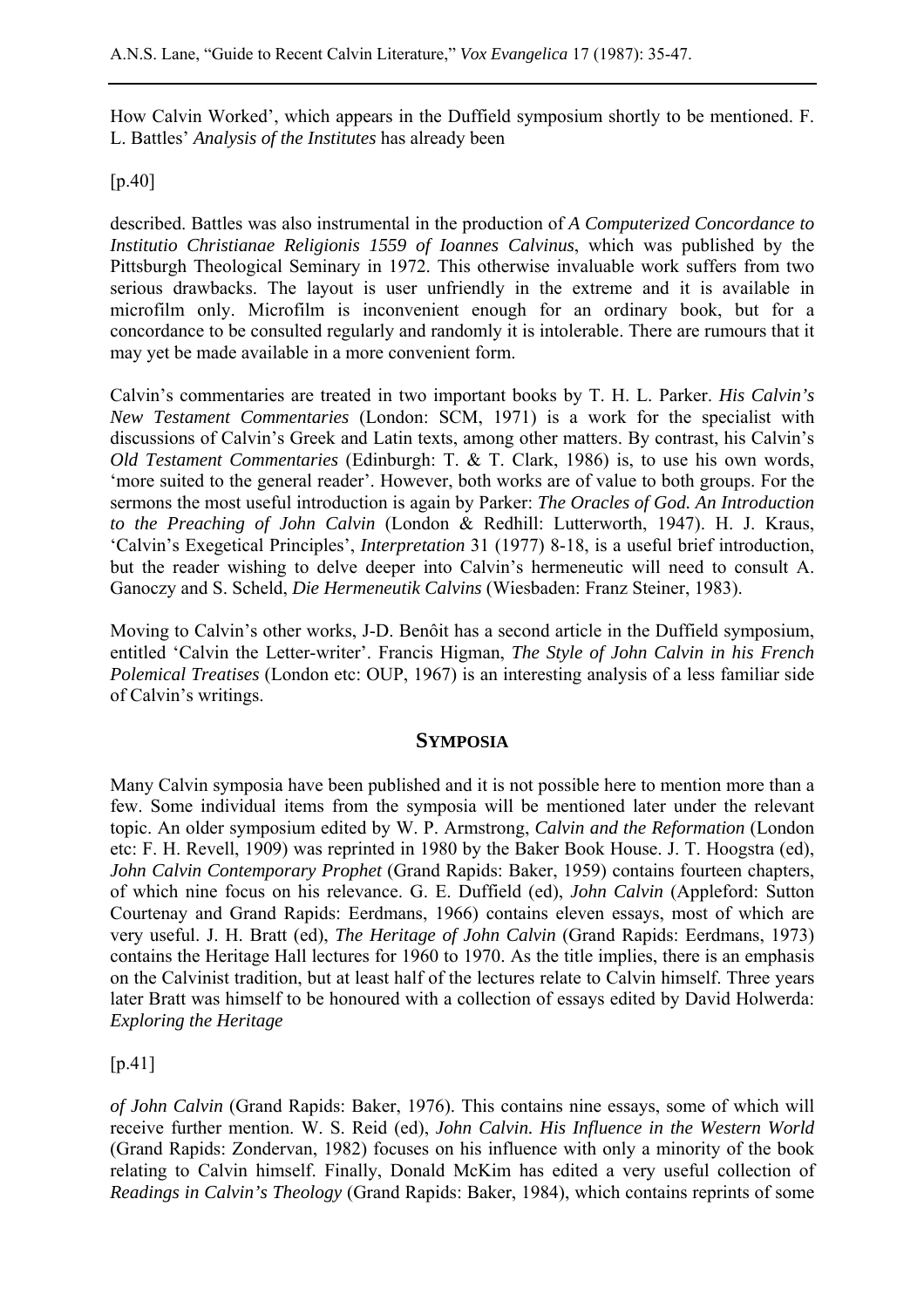How Calvin Worked', which appears in the Duffield symposium shortly to be mentioned. F. L. Battles' *Analysis of the Institutes* has already been

[p.40]

described. Battles was also instrumental in the production of *A Computerized Concordance to Institutio Christianae Religionis 1559 of Ioannes Calvinus*, which was published by the Pittsburgh Theological Seminary in 1972. This otherwise invaluable work suffers from two serious drawbacks. The layout is user unfriendly in the extreme and it is available in microfilm only. Microfilm is inconvenient enough for an ordinary book, but for a concordance to be consulted regularly and randomly it is intolerable. There are rumours that it may yet be made available in a more convenient form.

Calvin's commentaries are treated in two important books by T. H. L. Parker. *His Calvin's New Testament Commentaries* (London: SCM, 1971) is a work for the specialist with discussions of Calvin's Greek and Latin texts, among other matters. By contrast, his Calvin's *Old Testament Commentaries* (Edinburgh: T. & T. Clark, 1986) is, to use his own words, 'more suited to the general reader'. However, both works are of value to both groups. For the sermons the most useful introduction is again by Parker: *The Oracles of God. An Introduction to the Preaching of John Calvin* (London & Redhill: Lutterworth, 1947). H. J. Kraus, 'Calvin's Exegetical Principles', *Interpretation* 31 (1977) 8-18, is a useful brief introduction, but the reader wishing to delve deeper into Calvin's hermeneutic will need to consult A. Ganoczy and S. Scheld, *Die Hermeneutik Calvins* (Wiesbaden: Franz Steiner, 1983).

Moving to Calvin's other works, J-D. Benôit has a second article in the Duffield symposium, entitled 'Calvin the Letter-writer'. Francis Higman, *The Style of John Calvin in his French Polemical Treatises* (London etc: OUP, 1967) is an interesting analysis of a less familiar side of Calvin's writings.

## SYMPOSIA

Many Calvin symposia have been published and it is not possible here to mention more than a few. Some individual items from the symposia will be mentioned later under the relevant topic. An older symposium edited by W. P. Armstrong, *Calvin and the Reformation* (London etc: F. H. Revell, 1909) was reprinted in 1980 by the Baker Book House. J. T. Hoogstra (ed), *John Calvin Contemporary Prophet* (Grand Rapids: Baker, 1959) contains fourteen chapters, of which nine focus on his relevance. G. E. Duffield (ed), *John Calvin* (Appleford: Sutton Courtenay and Grand Rapids: Eerdmans, 1966) contains eleven essays, most of which are very useful. J. H. Bratt (ed), *The Heritage of John Calvin* (Grand Rapids: Eerdmans, 1973) contains the Heritage Hall lectures for 1960 to 1970. As the title implies, there is an emphasis on the Calvinist tradition, but at least half of the lectures relate to Calvin himself. Three years later Bratt was himself to be honoured with a collection of essays edited by David Holwerda: *Exploring the Heritage*

[p.41]

*of John Calvin* (Grand Rapids: Baker, 1976). This contains nine essays, some of which will receive further mention. W. S. Reid (ed), *John Calvin. His Influence in the Western World* (Grand Rapids: Zondervan, 1982) focuses on his influence with only a minority of the book relating to Calvin himself. Finally, Donald McKim has edited a very useful collection of *Readings in Calvin's Theology* (Grand Rapids: Baker, 1984), which contains reprints of some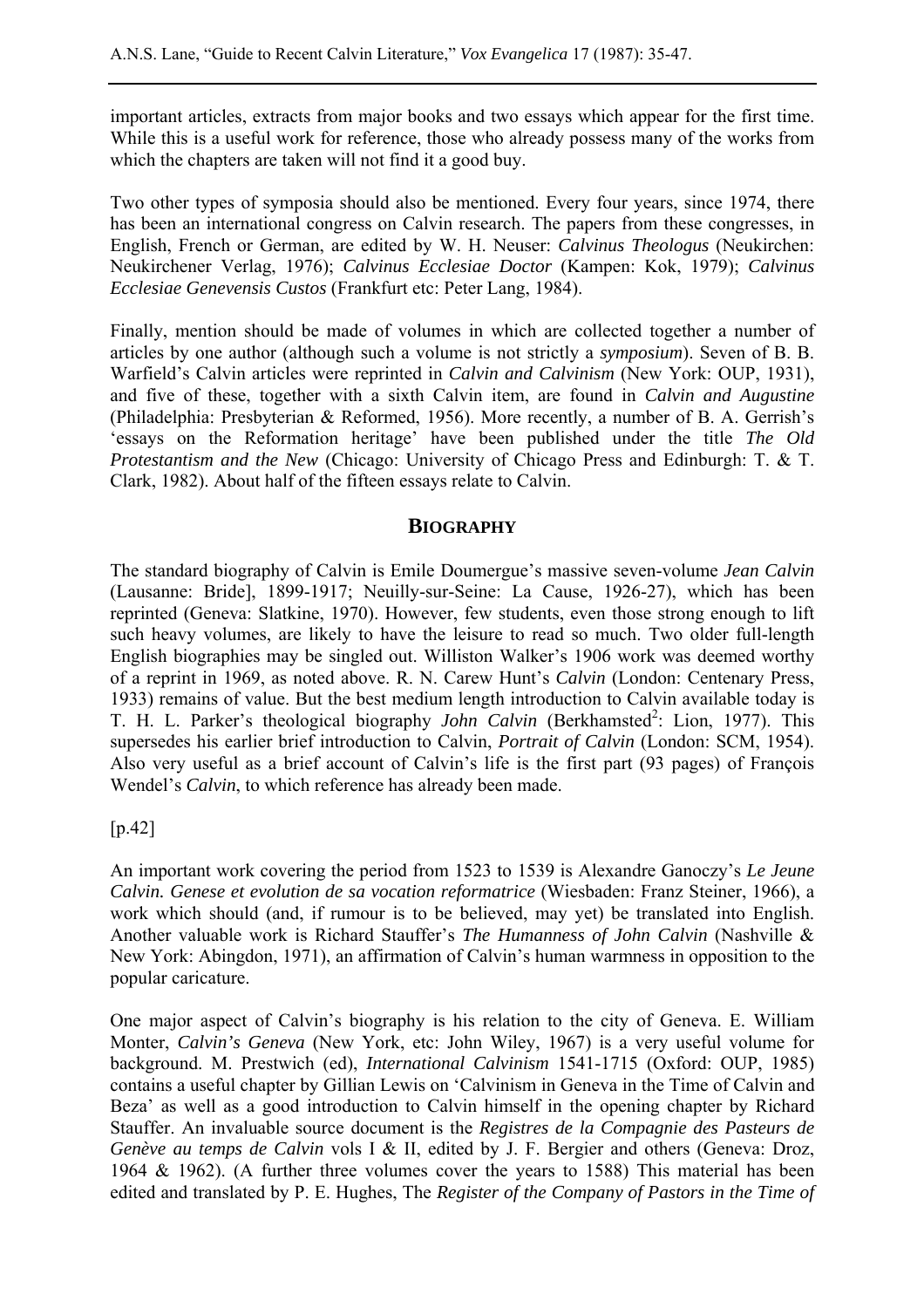important articles, extracts from major books and two essays which appear for the first time. While this is a useful work for reference, those who already possess many of the works from which the chapters are taken will not find it a good buy.

Two other types of symposia should also be mentioned. Every four years, since 1974, there has been an international congress on Calvin research. The papers from these congresses, in English, French or German, are edited by W. H. Neuser: *Calvinus Theologus* (Neukirchen: Neukirchener Verlag, 1976); *Calvinus Ecclesiae Doctor* (Kampen: Kok, 1979); *Calvinus Ecclesiae Genevensis Custos* (Frankfurt etc: Peter Lang, 1984).

Finally, mention should be made of volumes in which are collected together a number of articles by one author (although such a volume is not strictly a *symposium*). Seven of B. B. Warfield's Calvin articles were reprinted in *Calvin and Calvinism* (New York: OUP, 1931), and five of these, together with a sixth Calvin item, are found in *Calvin and Augustine* (Philadelphia: Presbyterian & Reformed, 1956). More recently, a number of B. A. Gerrish's 'essays on the Reformation heritage' have been published under the title *The Old Protestantism and the New* (Chicago: University of Chicago Press and Edinburgh: T. & T. Clark, 1982). About half of the fifteen essays relate to Calvin.

## BIOGRAPHY

The standard biography of Calvin is Emile Doumergue's massive seven-volume *Jean Calvin* (Lausanne: Bride], 1899-1917; Neuilly-sur-Seine: La Cause, 1926-27), which has been reprinted (Geneva: Slatkine, 1970). However, few students, even those strong enough to lift such heavy volumes, are likely to have the leisure to read so much. Two older full-length English biographies may be singled out. Williston Walker's 1906 work was deemed worthy of a reprint in 1969, as noted above. R. N. Carew Hunt's *Calvin* (London: Centenary Press, 1933) remains of value. But the best medium length introduction to Calvin available today is T. H. L. Parker's theological biography *John Calvin* (Berkhamsted[2]: Lion, 1977). This supersedes his earlier brief introduction to Calvin, *Portrait of Calvin* (London: SCM, 1954). Also very useful as a brief account of Calvin's life is the first part (93 pages) of François Wendel's *Calvin*, to which reference has already been made.

[p.42]

An important work covering the period from 1523 to 1539 is Alexandre Ganoczy's *Le Jeune Calvin. Genese et evolution de sa vocation reformatrice* (Wiesbaden: Franz Steiner, 1966), a work which should (and, if rumour is to be believed, may yet) be translated into English. Another valuable work is Richard Stauffer's *The Humanness of John Calvin* (Nashville & New York: Abingdon, 1971), an affirmation of Calvin's human warmness in opposition to the popular caricature.

One major aspect of Calvin's biography is his relation to the city of Geneva. E. William Monter, *Calvin's Geneva* (New York, etc: John Wiley, 1967) is a very useful volume for background. M. Prestwich (ed), *International Calvinism* 1541-1715 (Oxford: OUP, 1985) contains a useful chapter by Gillian Lewis on 'Calvinism in Geneva in the Time of Calvin and Beza' as well as a good introduction to Calvin himself in the opening chapter by Richard Stauffer. An invaluable source document is the *Registres de la Compagnie des Pasteurs de Genève au temps de Calvin* vols I & II, edited by J. F. Bergier and others (Geneva: Droz, 1964 & 1962). (A further three volumes cover the years to 1588) This material has been edited and translated by P. E. Hughes, The *Register of the Company of Pastors in the Time of*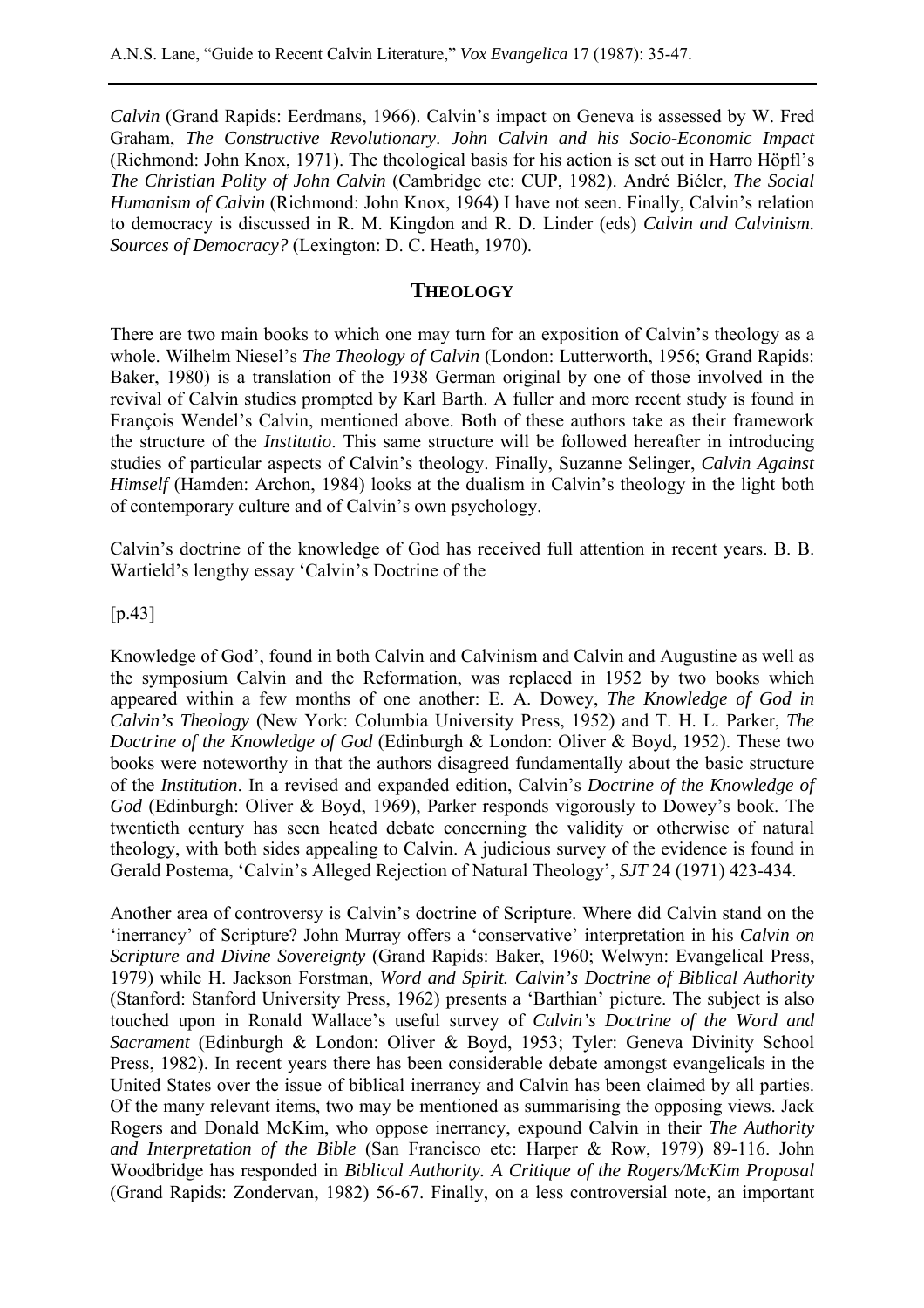*Calvin* (Grand Rapids: Eerdmans, 1966). Calvin's impact on Geneva is assessed by W. Fred Graham, *The Constructive Revolutionary. John Calvin and his Socio-Economic Impact* (Richmond: John Knox, 1971). The theological basis for his action is set out in Harro Höpfl's *The Christian Polity of John Calvin* (Cambridge etc: CUP, 1982). André Biéler, *The Social Humanism of Calvin* (Richmond: John Knox, 1964) I have not seen. Finally, Calvin's relation to democracy is discussed in R. M. Kingdon and R. D. Linder (eds) *Calvin and Calvinism. Sources of Democracy?* (Lexington: D. C. Heath, 1970).

## THEOLOGY

There are two main books to which one may turn for an exposition of Calvin's theology as a whole. Wilhelm Niesel's *The Theology of Calvin* (London: Lutterworth, 1956; Grand Rapids: Baker, 1980) is a translation of the 1938 German original by one of those involved in the revival of Calvin studies prompted by Karl Barth. A fuller and more recent study is found in François Wendel's Calvin, mentioned above. Both of these authors take as their framework the structure of the *Institutio*. This same structure will be followed hereafter in introducing studies of particular aspects of Calvin's theology. Finally, Suzanne Selinger, *Calvin Against Himself* (Hamden: Archon, 1984) looks at the dualism in Calvin's theology in the light both of contemporary culture and of Calvin's own psychology.

Calvin's doctrine of the knowledge of God has received full attention in recent years. B. B. Wartield's lengthy essay 'Calvin's Doctrine of the

[p.43]

Knowledge of God', found in both Calvin and Calvinism and Calvin and Augustine as well as the symposium Calvin and the Reformation, was replaced in 1952 by two books which appeared within a few months of one another: E. A. Dowey, *The Knowledge of God in Calvin's Theology* (New York: Columbia University Press, 1952) and T. H. L. Parker, *The Doctrine of the Knowledge of God* (Edinburgh & London: Oliver & Boyd, 1952). These two books were noteworthy in that the authors disagreed fundamentally about the basic structure of the *Institution*. In a revised and expanded edition, Calvin's *Doctrine of the Knowledge of God* (Edinburgh: Oliver & Boyd, 1969), Parker responds vigorously to Dowey's book. The twentieth century has seen heated debate concerning the validity or otherwise of natural theology, with both sides appealing to Calvin. A judicious survey of the evidence is found in Gerald Postema, 'Calvin's Alleged Rejection of Natural Theology', *SJT* 24 (1971) 423-434.

Another area of controversy is Calvin's doctrine of Scripture. Where did Calvin stand on the 'inerrancy' of Scripture? John Murray offers a 'conservative' interpretation in his *Calvin on Scripture and Divine Sovereignty* (Grand Rapids: Baker, 1960; Welwyn: Evangelical Press, 1979) while H. Jackson Forstman, *Word and Spirit. Calvin's Doctrine of Biblical Authority* (Stanford: Stanford University Press, 1962) presents a 'Barthian' picture. The subject is also touched upon in Ronald Wallace's useful survey of *Calvin's Doctrine of the Word and Sacrament* (Edinburgh & London: Oliver & Boyd, 1953; Tyler: Geneva Divinity School Press, 1982). In recent years there has been considerable debate amongst evangelicals in the United States over the issue of biblical inerrancy and Calvin has been claimed by all parties. Of the many relevant items, two may be mentioned as summarising the opposing views. Jack Rogers and Donald McKim, who oppose inerrancy, expound Calvin in their *The Authority and Interpretation of the Bible* (San Francisco etc: Harper & Row, 1979) 89-116. John Woodbridge has responded in *Biblical Authority. A Critique of the Rogers/McKim Proposal* (Grand Rapids: Zondervan, 1982) 56-67. Finally, on a less controversial note, an important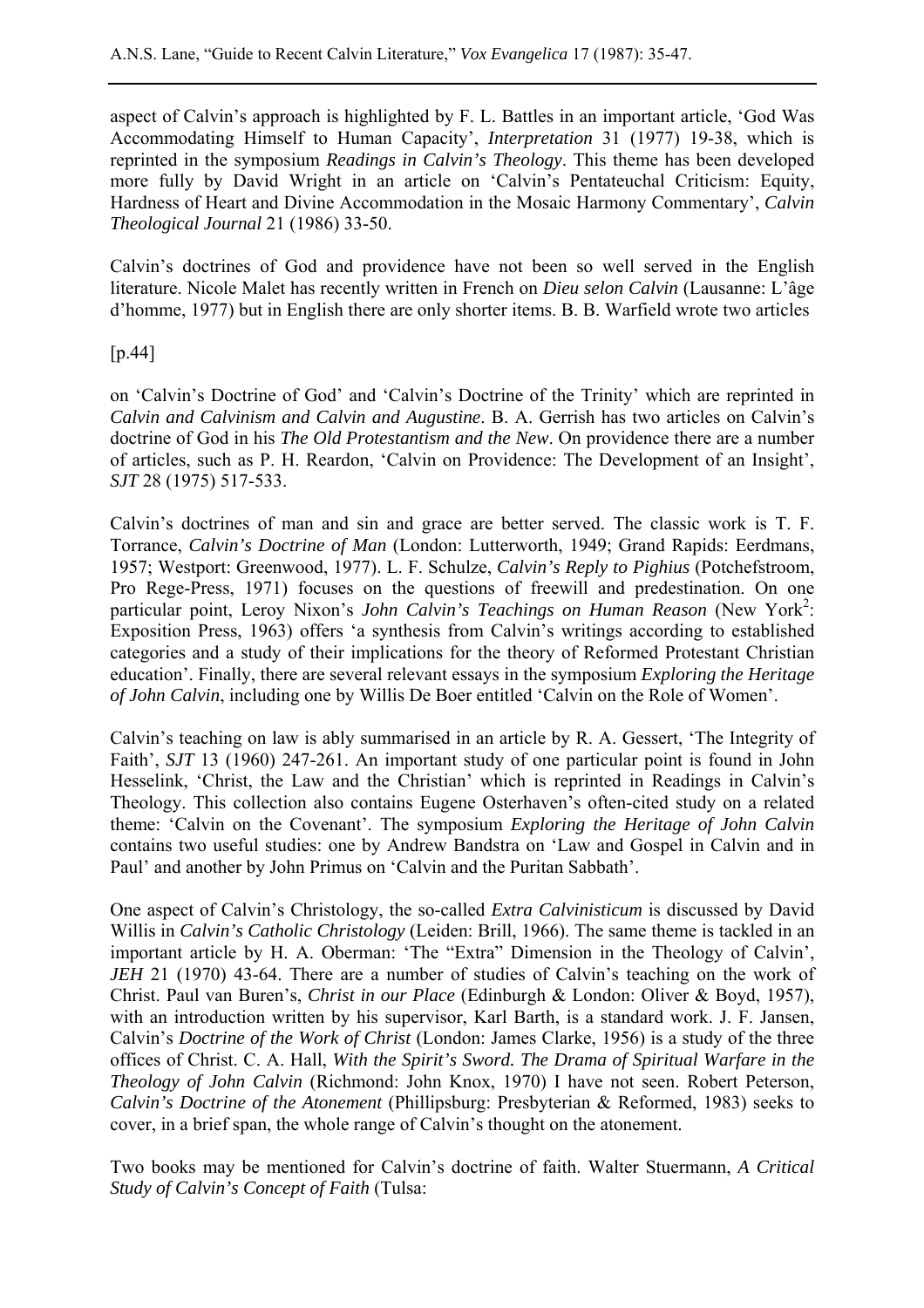aspect of Calvin's approach is highlighted by F. L. Battles in an important article, 'God Was Accommodating Himself to Human Capacity', *Interpretation* 31 (1977) 19-38, which is reprinted in the symposium *Readings in Calvin's Theology*. This theme has been developed more fully by David Wright in an article on 'Calvin's Pentateuchal Criticism: Equity, Hardness of Heart and Divine Accommodation in the Mosaic Harmony Commentary', *Calvin Theological Journal* 21 (1986) 33-50.

Calvin's doctrines of God and providence have not been so well served in the English literature. Nicole Malet has recently written in French on *Dieu selon Calvin* (Lausanne: L'âge d'homme, 1977) but in English there are only shorter items. B. B. Warfield wrote two articles

[p.44]

on 'Calvin's Doctrine of God' and 'Calvin's Doctrine of the Trinity' which are reprinted in *Calvin and Calvinism and Calvin and Augustine*. B. A. Gerrish has two articles on Calvin's doctrine of God in his *The Old Protestantism and the New*. On providence there are a number of articles, such as P. H. Reardon, 'Calvin on Providence: The Development of an Insight', *SJT* 28 (1975) 517-533.

Calvin's doctrines of man and sin and grace are better served. The classic work is T. F. Torrance, *Calvin's Doctrine of Man* (London: Lutterworth, 1949; Grand Rapids: Eerdmans, 1957; Westport: Greenwood, 1977). L. F. Schulze, *Calvin's Reply to Pighius* (Potchefstroom, Pro Rege-Press, 1971) focuses on the questions of freewill and predestination. On one particular point, Leroy Nixon's *John Calvin's Teachings on Human Reason* (New York[2]: Exposition Press, 1963) offers 'a synthesis from Calvin's writings according to established categories and a study of their implications for the theory of Reformed Protestant Christian education'. Finally, there are several relevant essays in the symposium *Exploring the Heritage of John Calvin*, including one by Willis De Boer entitled 'Calvin on the Role of Women'.

Calvin's teaching on law is ably summarised in an article by R. A. Gessert, 'The Integrity of Faith', *SJT* 13 (1960) 247-261. An important study of one particular point is found in John Hesselink, 'Christ, the Law and the Christian' which is reprinted in Readings in Calvin's Theology. This collection also contains Eugene Osterhaven's often-cited study on a related theme: 'Calvin on the Covenant'. The symposium *Exploring the Heritage of John Calvin* contains two useful studies: one by Andrew Bandstra on 'Law and Gospel in Calvin and in Paul' and another by John Primus on 'Calvin and the Puritan Sabbath'.

One aspect of Calvin's Christology, the so-called *Extra Calvinisticum* is discussed by David Willis in *Calvin's Catholic Christology* (Leiden: Brill, 1966). The same theme is tackled in an important article by H. A. Oberman: 'The "Extra" Dimension in the Theology of Calvin', *JEH* 21 (1970) 43-64. There are a number of studies of Calvin's teaching on the work of Christ. Paul van Buren's, *Christ in our Place* (Edinburgh & London: Oliver & Boyd, 1957), with an introduction written by his supervisor, Karl Barth, is a standard work. J. F. Jansen, Calvin's *Doctrine of the Work of Christ* (London: James Clarke, 1956) is a study of the three offices of Christ. C. A. Hall, *With the Spirit's Sword. The Drama of Spiritual Warfare in the Theology of John Calvin* (Richmond: John Knox, 1970) I have not seen. Robert Peterson, *Calvin's Doctrine of the Atonement* (Phillipsburg: Presbyterian & Reformed, 1983) seeks to cover, in a brief span, the whole range of Calvin's thought on the atonement.

Two books may be mentioned for Calvin's doctrine of faith. Walter Stuermann, *A Critical Study of Calvin's Concept of Faith* (Tulsa: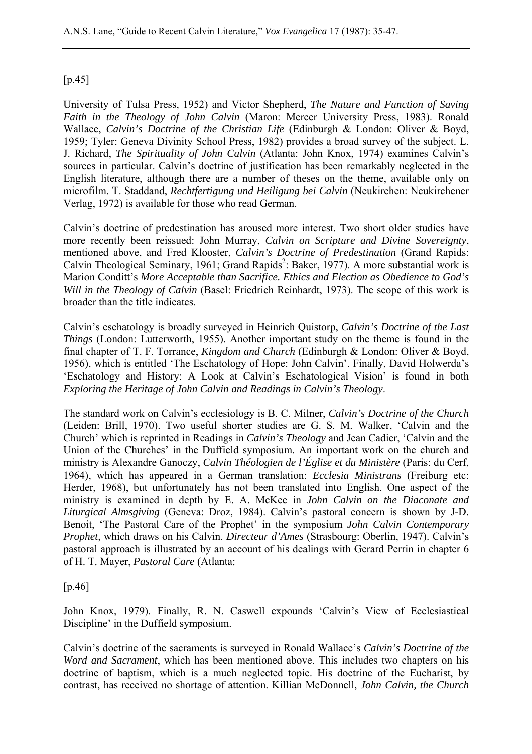[p.45]

University of Tulsa Press, 1952) and Victor Shepherd, *The Nature and Function of Saving Faith in the Theology of John Calvin* (Maron: Mercer University Press, 1983). Ronald Wallace, *Calvin's Doctrine of the Christian Life* (Edinburgh & London: Oliver & Boyd, 1959; Tyler: Geneva Divinity School Press, 1982) provides a broad survey of the subject. L. J. Richard, *The Spirituality of John Calvin* (Atlanta: John Knox, 1974) examines Calvin's sources in particular. Calvin's doctrine of justification has been remarkably neglected in the English literature, although there are a number of theses on the theme, available only on microfilm. T. Staddand, *Rechtfertigung und Heiligung bei Calvin* (Neukirchen: Neukirchener Verlag, 1972) is available for those who read German.

Calvin's doctrine of predestination has aroused more interest. Two short older studies have more recently been reissued: John Murray, *Calvin on Scripture and Divine Sovereignty*, mentioned above, and Fred Klooster, *Calvin's Doctrine of Predestination* (Grand Rapids: Calvin Theological Seminary, 1961; Grand Rapids[2]: Baker, 1977). A more substantial work is Marion Conditt's *More Acceptable than Sacrifice. Ethics and Election as Obedience to God's Will in the Theology of Calvin* (Basel: Friedrich Reinhardt, 1973). The scope of this work is broader than the title indicates.

Calvin's eschatology is broadly surveyed in Heinrich Quistorp, *Calvin's Doctrine of the Last Things* (London: Lutterworth, 1955). Another important study on the theme is found in the final chapter of T. F. Torrance, *Kingdom and Church* (Edinburgh & London: Oliver & Boyd, 1956), which is entitled 'The Eschatology of Hope: John Calvin'. Finally, David Holwerda's 'Eschatology and History: A Look at Calvin's Eschatological Vision' is found in both *Exploring the Heritage of John Calvin and Readings in Calvin's Theology*.

The standard work on Calvin's ecclesiology is B. C. Milner, *Calvin's Doctrine of the Church* (Leiden: Brill, 1970). Two useful shorter studies are G. S. M. Walker, 'Calvin and the Church' which is reprinted in Readings in *Calvin's Theology* and Jean Cadier, 'Calvin and the Union of the Churches' in the Duffield symposium. An important work on the church and ministry is Alexandre Ganoczy, *Calvin Théologien de l'Église et du Ministère* (Paris: du Cerf, 1964), which has appeared in a German translation: *Ecclesia Ministrans* (Freiburg etc: Herder, 1968), but unfortunately has not been translated into English. One aspect of the ministry is examined in depth by E. A. McKee in *John Calvin on the Diaconate and Liturgical Almsgiving* (Geneva: Droz, 1984). Calvin's pastoral concern is shown by J-D. Benoit, 'The Pastoral Care of the Prophet' in the symposium *John Calvin Contemporary Prophet,* which draws on his Calvin. *Directeur d'Ames* (Strasbourg: Oberlin, 1947). Calvin's pastoral approach is illustrated by an account of his dealings with Gerard Perrin in chapter 6 of H. T. Mayer, *Pastoral Care* (Atlanta:

[p.46]

John Knox, 1979). Finally, R. N. Caswell expounds 'Calvin's View of Ecclesiastical Discipline' in the Duffield symposium.

Calvin's doctrine of the sacraments is surveyed in Ronald Wallace's *Calvin's Doctrine of the Word and Sacrament*, which has been mentioned above. This includes two chapters on his doctrine of baptism, which is a much neglected topic. His doctrine of the Eucharist, by contrast, has received no shortage of attention. Killian McDonnell, *John Calvin, the Church*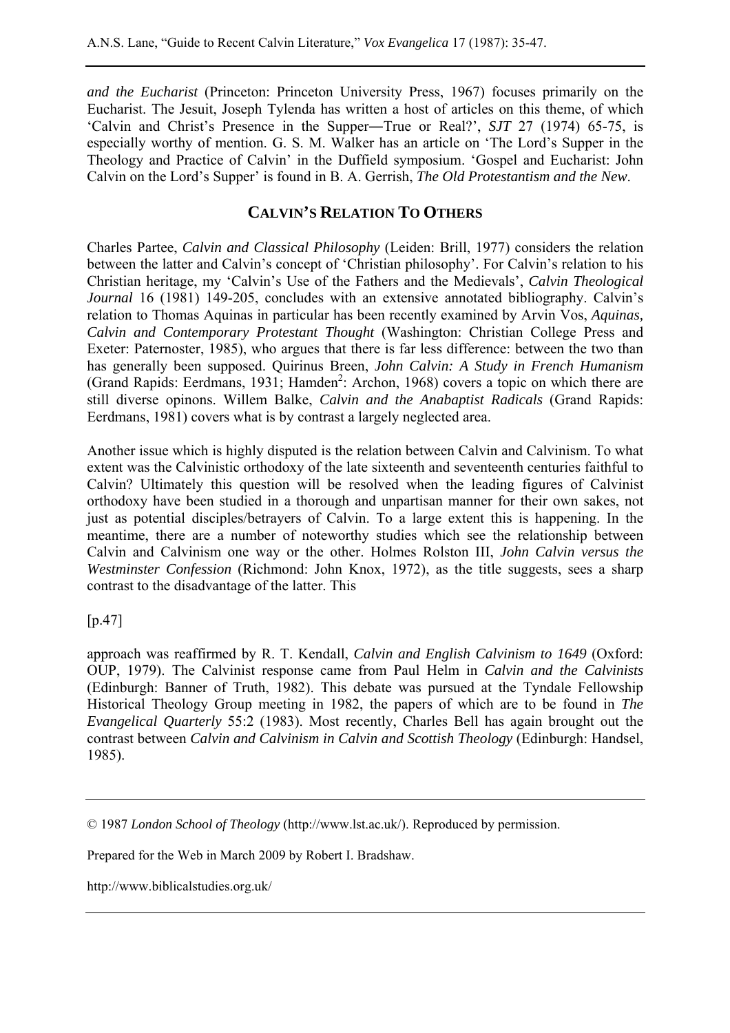*and the Eucharist* (Princeton: Princeton University Press, 1967) focuses primarily on the Eucharist. The Jesuit, Joseph Tylenda has written a host of articles on this theme, of which 'Calvin and Christ's Presence in the Supper―True or Real?', *SJT* 27 (1974) 65-75, is especially worthy of mention. G. S. M. Walker has an article on 'The Lord's Supper in the Theology and Practice of Calvin' in the Duffield symposium. 'Gospel and Eucharist: John Calvin on the Lord's Supper' is found in B. A. Gerrish, *The Old Protestantism and the New*.

## Calvin's Relation To Others

Charles Partee, *Calvin and Classical Philosophy* (Leiden: Brill, 1977) considers the relation between the latter and Calvin's concept of 'Christian philosophy'. For Calvin's relation to his Christian heritage, my 'Calvin's Use of the Fathers and the Medievals', *Calvin Theological Journal* 16 (1981) 149-205, concludes with an extensive annotated bibliography. Calvin's relation to Thomas Aquinas in particular has been recently examined by Arvin Vos, *Aquinas, Calvin and Contemporary Protestant Thought* (Washington: Christian College Press and Exeter: Paternoster, 1985), who argues that there is far less difference: between the two than has generally been supposed. Quirinus Breen, *John Calvin: A Study in French Humanism* (Grand Rapids: Eerdmans, 1931; Hamden[2]: Archon, 1968) covers a topic on which there are still diverse opinons. Willem Balke, *Calvin and the Anabaptist Radicals* (Grand Rapids: Eerdmans, 1981) covers what is by contrast a largely neglected area.

Another issue which is highly disputed is the relation between Calvin and Calvinism. To what extent was the Calvinistic orthodoxy of the late sixteenth and seventeenth centuries faithful to Calvin? Ultimately this question will be resolved when the leading figures of Calvinist orthodoxy have been studied in a thorough and unpartisan manner for their own sakes, not just as potential disciples/betrayers of Calvin. To a large extent this is happening. In the meantime, there are a number of noteworthy studies which see the relationship between Calvin and Calvinism one way or the other. Holmes Rolston III, *John Calvin versus the Westminster Confession* (Richmond: John Knox, 1972), as the title suggests, sees a sharp contrast to the disadvantage of the latter. This

[p.47]

approach was reaffirmed by R. T. Kendall, *Calvin and English Calvinism to 1649* (Oxford: OUP, 1979). The Calvinist response came from Paul Helm in *Calvin and the Calvinists* (Edinburgh: Banner of Truth, 1982). This debate was pursued at the Tyndale Fellowship Historical Theology Group meeting in 1982, the papers of which are to be found in *The Evangelical Quarterly* 55:2 (1983). Most recently, Charles Bell has again brought out the contrast between *Calvin and Calvinism in Calvin and Scottish Theology* (Edinburgh: Handsel, 1985).

---

© 1987 *London School of Theology* (http://www.lst.ac.uk/). Reproduced by permission.

Prepared for the Web in March 2009 by Robert I. Bradshaw.

http://www.biblicalstudies.org.uk/